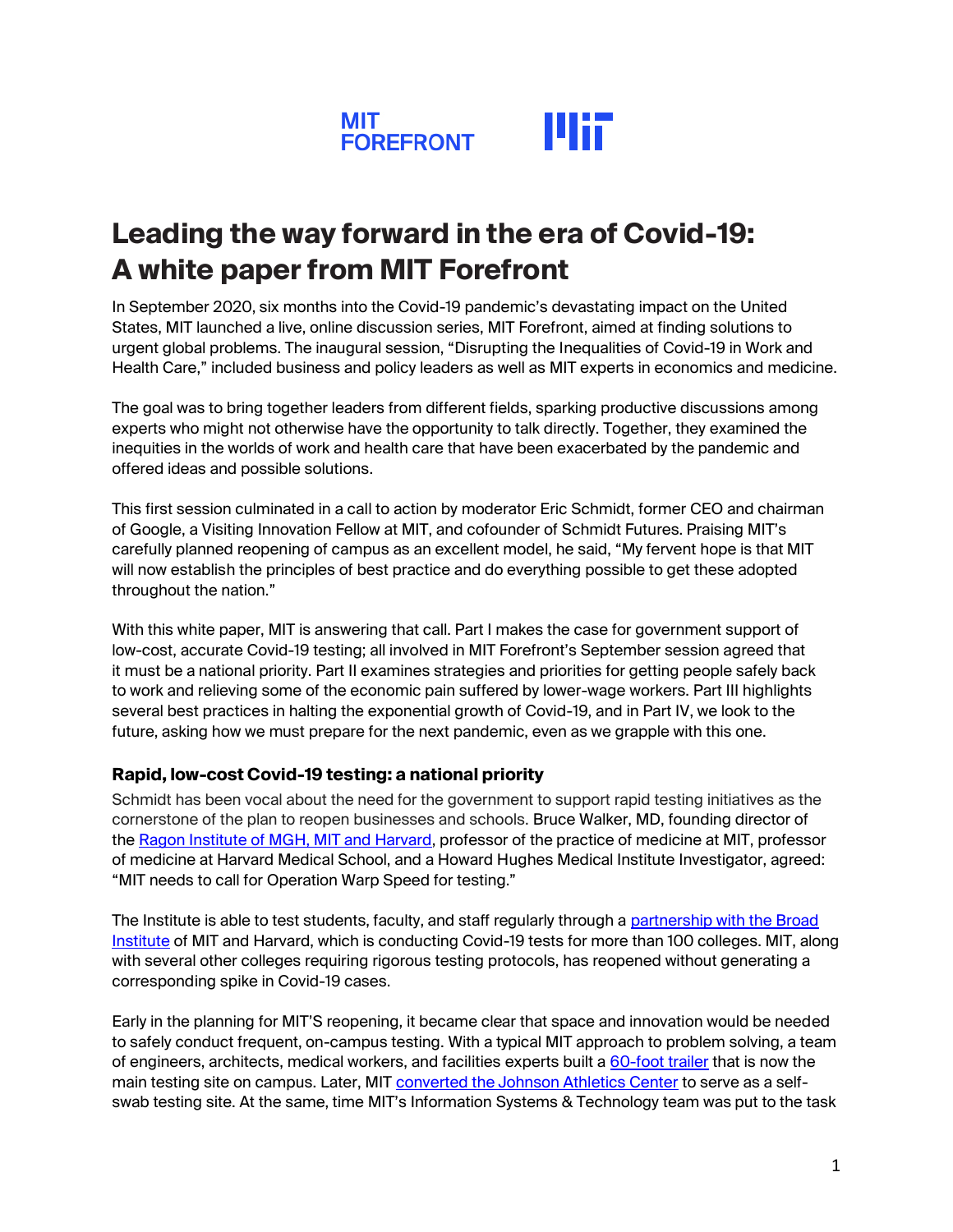MIT FOREFRONT

# Leading the way forward in the era of Covid-19: A white paper from MIT Forefront

In September 2020, six months into the Covid-19 pandemic's devastating impact on the United States, MIT launched a live, online discussion series, MIT Forefront, aimed at finding solutions to urgent global problems. The inaugural session, "Disrupting the Inequalities of Covid-19 in Work and Health Care," included business and policy leaders as well as MIT experts in economics and medicine.

The goal was to bring together leaders from different fields, sparking productive discussions among experts who might not otherwise have the opportunity to talk directly. Together, they examined the inequities in the worlds of work and health care that have been exacerbated by the pandemic and offered ideas and possible solutions.

This first session culminated in a call to action by moderator Eric Schmidt, former CEO and chairman of Google, a Visiting Innovation Fellow at MIT, and cofounder of Schmidt Futures. Praising MIT's carefully planned reopening of campus as an excellent model, he said, "My fervent hope is that MIT will now establish the principles of best practice and do everything possible to get these adopted throughout the nation."

With this white paper, MIT is answering that call. Part I makes the case for government support of low-cost, accurate Covid-19 testing; all involved in MIT Forefront's September session agreed that it must be a national priority. Part II examines strategies and priorities for getting people safely back to work and relieving some of the economic pain suffered by lower-wage workers. Part III highlights several best practices in halting the exponential growth of Covid-19, and in Part IV, we look to the future, asking how we must prepare for the next pandemic, even as we grapple with this one.

### Rapid, low-cost Covid-19 testing: a national priority

Schmidt has been vocal about the need for the government to support rapid testing initiatives as the cornerstone of the plan to reopen businesses and schools. Bruce Walker, MD, founding director of the Ragon Institute of MGH, MIT and Harvard, professor of the practice of medicine at MIT, professor of medicine at Harvard Medical School, and a Howard Hughes Medical Institute Investigator, agreed: "MIT needs to call for Operation Warp Speed for testing."

The Institute is able to test students, faculty, and staff regularly through a partnership with the Broad Institute of MIT and Harvard, which is conducting Covid-19 tests for more than 100 colleges. MIT, along with several other colleges requiring rigorous testing protocols, has reopened without generating a corresponding spike in Covid-19 cases.

Early in the planning for MIT'S reopening, it became clear that space and innovation would be needed to safely conduct frequent, on-campus testing. With a typical MIT approach to problem solving, a team of engineers, architects, medical workers, and facilities experts built a 60-foot trailer that is now the main testing site on campus. Later, MIT converted the Johnson Athletics Center to serve as a self-swab testing site. At the same, time MIT's Information Systems & Technology team was put to the task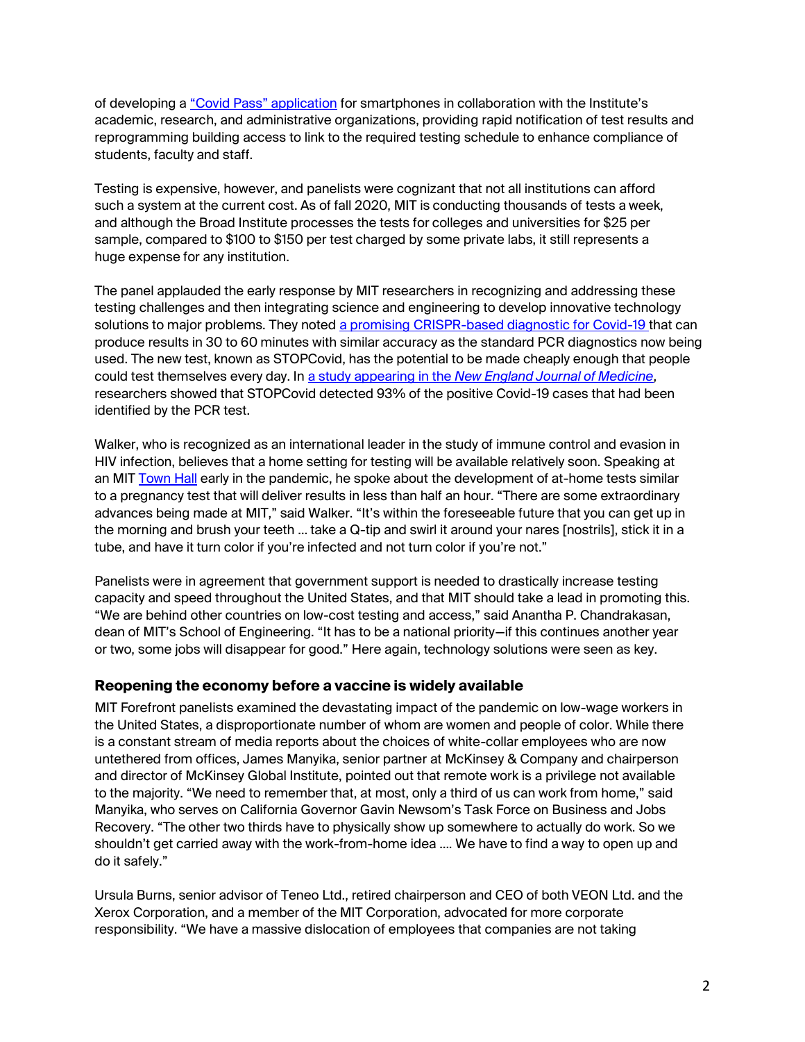of developing a [“Covid Pass” application](#) for smartphones in collaboration with the Institute’s academic, research, and administrative organizations, providing rapid notification of test results and reprogramming building access to link to the required testing schedule to enhance compliance of students, faculty and staff.

Testing is expensive, however, and panelists were cognizant that not all institutions can afford such a system at the current cost. As of fall 2020, MIT is conducting thousands of tests a week, and although the Broad Institute processes the tests for colleges and universities for $25 per sample, compared to $100 to $150 per test charged by some private labs, it still represents a huge expense for any institution.

The panel applauded the early response by MIT researchers in recognizing and addressing these testing challenges and then integrating science and engineering to develop innovative technology solutions to major problems. They noted [a promising CRISPR-based diagnostic for Covid-19](#) that can produce results in 30 to 60 minutes with similar accuracy as the standard PCR diagnostics now being used. The new test, known as STOPCovid, has the potential to be made cheaply enough that people could test themselves every day. In [a study appearing in the *New England Journal of Medicine*](#), researchers showed that STOPCovid detected 93% of the positive Covid-19 cases that had been identified by the PCR test.

Walker, who is recognized as an international leader in the study of immune control and evasion in HIV infection, believes that a home setting for testing will be available relatively soon. Speaking at an MIT [Town Hall](#) early in the pandemic, he spoke about the development of at-home tests similar to a pregnancy test that will deliver results in less than half an hour. “There are some extraordinary advances being made at MIT,” said Walker. “It’s within the foreseeable future that you can get up in the morning and brush your teeth … take a Q-tip and swirl it around your nares [nostrils], stick it in a tube, and have it turn color if you’re infected and not turn color if you’re not.”

Panelists were in agreement that government support is needed to drastically increase testing capacity and speed throughout the United States, and that MIT should take a lead in promoting this. “We are behind other countries on low-cost testing and access,” said Anantha P. Chandrakasan, dean of MIT’s School of Engineering. “It has to be a national priority—if this continues another year or two, some jobs will disappear for good.” Here again, technology solutions were seen as key.

### Reopening the economy before a vaccine is widely available

MIT Forefront panelists examined the devastating impact of the pandemic on low-wage workers in the United States, a disproportionate number of whom are women and people of color. While there is a constant stream of media reports about the choices of white-collar employees who are now untethered from offices, James Manyika, senior partner at McKinsey & Company and chairperson and director of McKinsey Global Institute, pointed out that remote work is a privilege not available to the majority. “We need to remember that, at most, only a third of us can work from home,” said Manyika, who serves on California Governor Gavin Newsom’s Task Force on Business and Jobs Recovery. “The other two thirds have to physically show up somewhere to actually do work. So we shouldn’t get carried away with the work-from-home idea …. We have to find a way to open up and do it safely.”

Ursula Burns, senior advisor of Teneo Ltd., retired chairperson and CEO of both VEON Ltd. and the Xerox Corporation, and a member of the MIT Corporation, advocated for more corporate responsibility. “We have a massive dislocation of employees that companies are not taking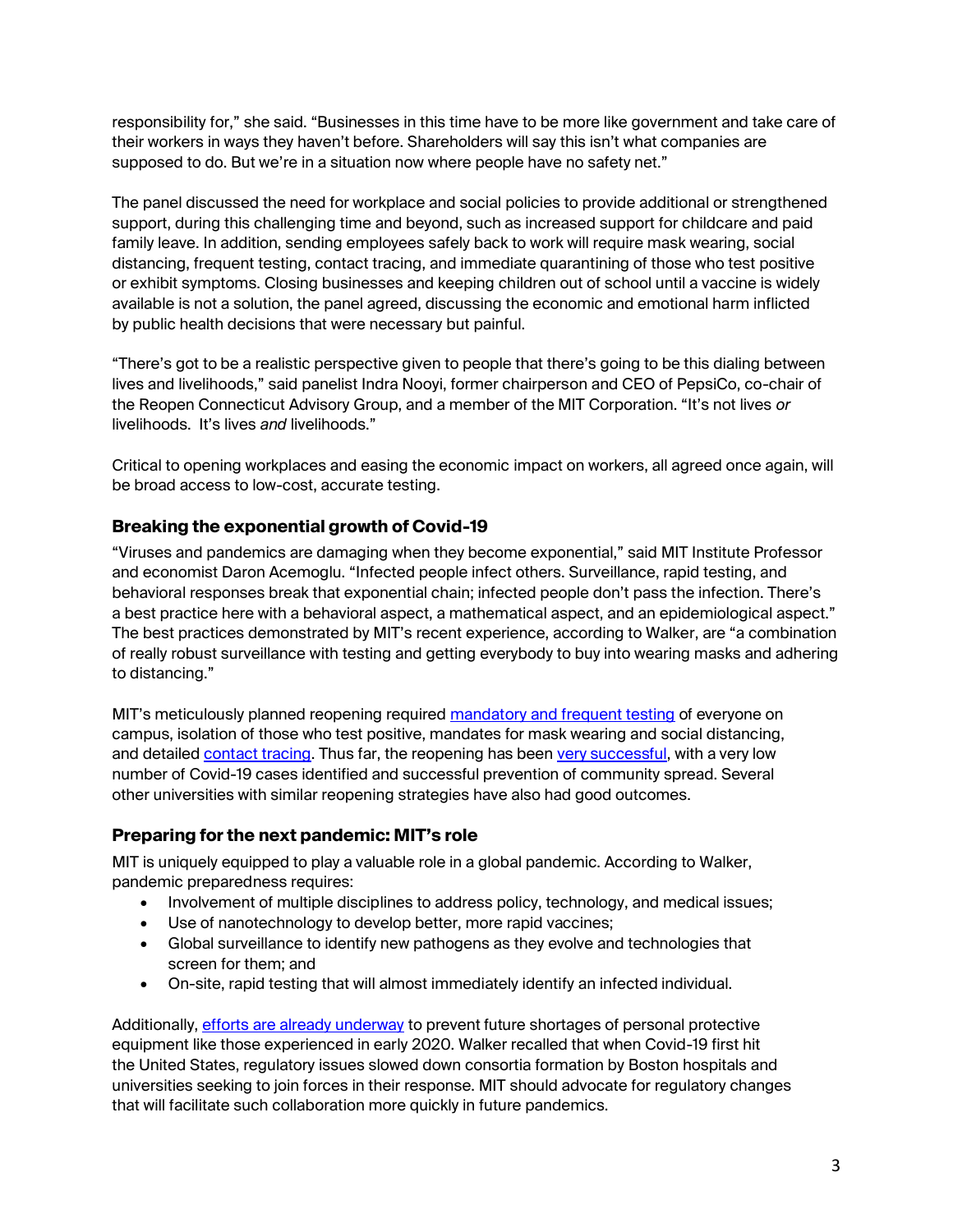responsibility for," she said. "Businesses in this time have to be more like government and take care of their workers in ways they haven't before. Shareholders will say this isn't what companies are supposed to do. But we're in a situation now where people have no safety net."

The panel discussed the need for workplace and social policies to provide additional or strengthened support, during this challenging time and beyond, such as increased support for childcare and paid family leave. In addition, sending employees safely back to work will require mask wearing, social distancing, frequent testing, contact tracing, and immediate quarantining of those who test positive or exhibit symptoms. Closing businesses and keeping children out of school until a vaccine is widely available is not a solution, the panel agreed, discussing the economic and emotional harm inflicted by public health decisions that were necessary but painful.

"There's got to be a realistic perspective given to people that there's going to be this dialing between lives and livelihoods," said panelist Indra Nooyi, former chairperson and CEO of PepsiCo, co-chair of the Reopen Connecticut Advisory Group, and a member of the MIT Corporation. "It's not lives *or* livelihoods. It's lives *and* livelihoods."

Critical to opening workplaces and easing the economic impact on workers, all agreed once again, will be broad access to low-cost, accurate testing.

### Breaking the exponential growth of Covid-19

"Viruses and pandemics are damaging when they become exponential," said MIT Institute Professor and economist Daron Acemoglu. "Infected people infect others. Surveillance, rapid testing, and behavioral responses break that exponential chain; infected people don't pass the infection. There's a best practice here with a behavioral aspect, a mathematical aspect, and an epidemiological aspect." The best practices demonstrated by MIT's recent experience, according to Walker, are "a combination of really robust surveillance with testing and getting everybody to buy into wearing masks and adhering to distancing."

MIT's meticulously planned reopening required [mandatory and frequent testing]() of everyone on campus, isolation of those who test positive, mandates for mask wearing and social distancing, and detailed [contact tracing](). Thus far, the reopening has been [very successful](), with a very low number of Covid-19 cases identified and successful prevention of community spread. Several other universities with similar reopening strategies have also had good outcomes.

### Preparing for the next pandemic: MIT's role

MIT is uniquely equipped to play a valuable role in a global pandemic. According to Walker, pandemic preparedness requires:

- Involvement of multiple disciplines to address policy, technology, and medical issues;
- Use of nanotechnology to develop better, more rapid vaccines;
- Global surveillance to identify new pathogens as they evolve and technologies that screen for them; and
- On-site, rapid testing that will almost immediately identify an infected individual.

Additionally, [efforts are already underway]() to prevent future shortages of personal protective equipment like those experienced in early 2020. Walker recalled that when Covid-19 first hit the United States, regulatory issues slowed down consortia formation by Boston hospitals and universities seeking to join forces in their response. MIT should advocate for regulatory changes that will facilitate such collaboration more quickly in future pandemics.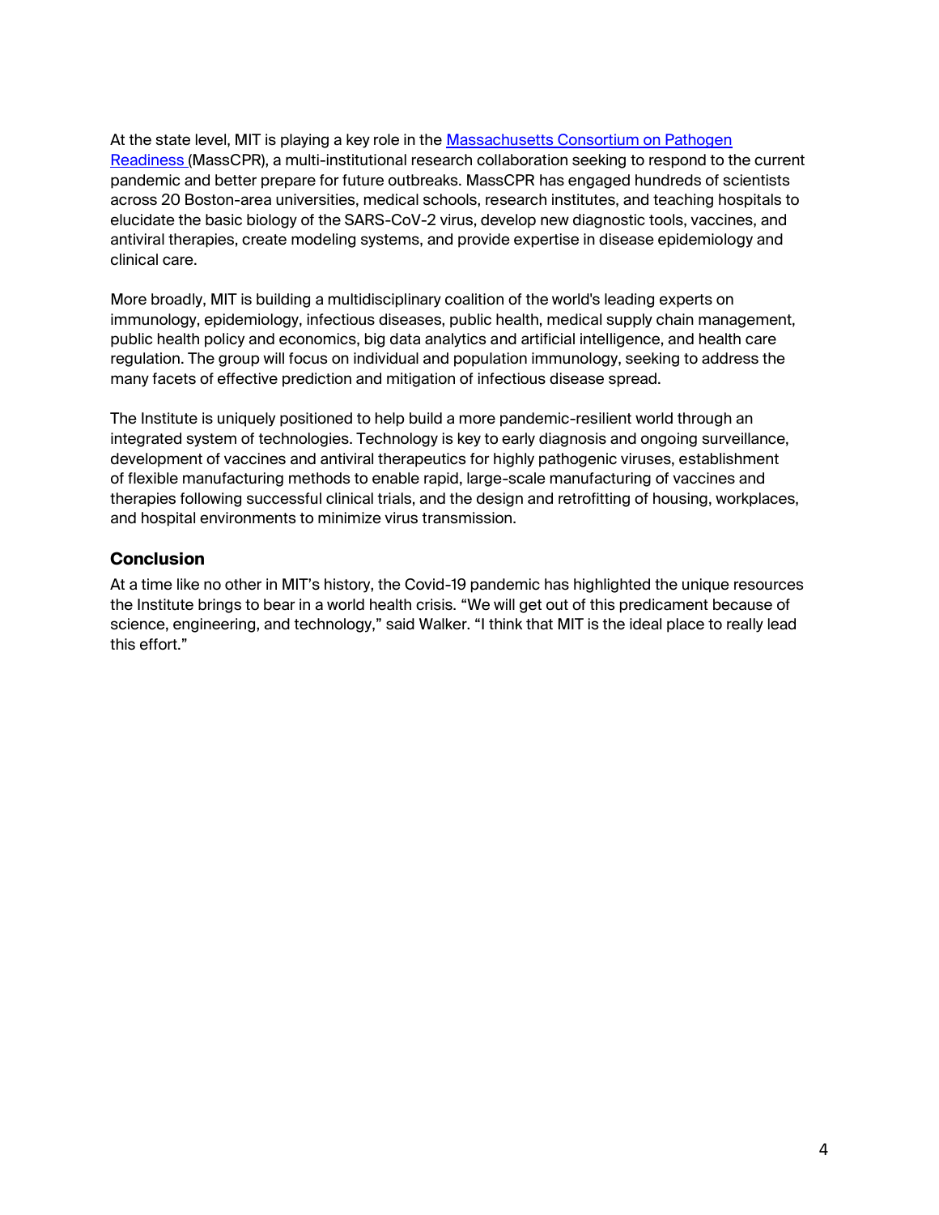At the state level, MIT is playing a key role in the [Massachusetts Consortium on Pathogen Readiness](#) (MassCPR), a multi-institutional research collaboration seeking to respond to the current pandemic and better prepare for future outbreaks. MassCPR has engaged hundreds of scientists across 20 Boston-area universities, medical schools, research institutes, and teaching hospitals to elucidate the basic biology of the SARS-CoV-2 virus, develop new diagnostic tools, vaccines, and antiviral therapies, create modeling systems, and provide expertise in disease epidemiology and clinical care.

More broadly, MIT is building a multidisciplinary coalition of the world's leading experts on immunology, epidemiology, infectious diseases, public health, medical supply chain management, public health policy and economics, big data analytics and artificial intelligence, and health care regulation. The group will focus on individual and population immunology, seeking to address the many facets of effective prediction and mitigation of infectious disease spread.

The Institute is uniquely positioned to help build a more pandemic-resilient world through an integrated system of technologies. Technology is key to early diagnosis and ongoing surveillance, development of vaccines and antiviral therapeutics for highly pathogenic viruses, establishment of flexible manufacturing methods to enable rapid, large-scale manufacturing of vaccines and therapies following successful clinical trials, and the design and retrofitting of housing, workplaces, and hospital environments to minimize virus transmission.

### Conclusion

At a time like no other in MIT's history, the Covid-19 pandemic has highlighted the unique resources the Institute brings to bear in a world health crisis. "We will get out of this predicament because of science, engineering, and technology," said Walker. "I think that MIT is the ideal place to really lead this effort."